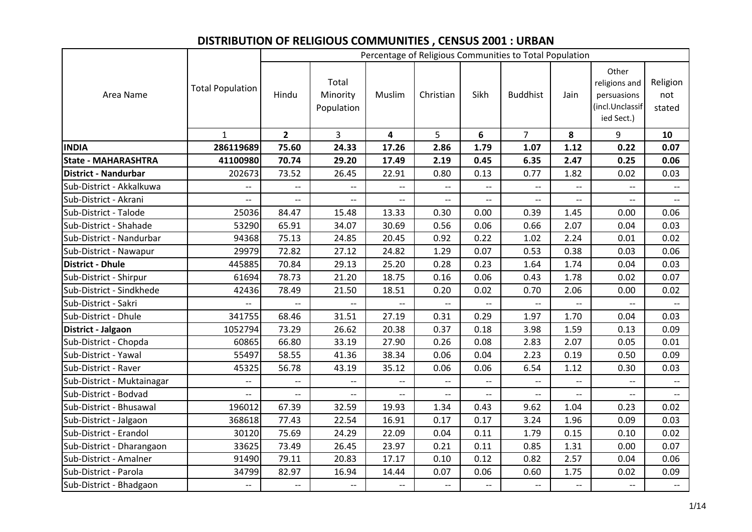# DISTRIBUTION OF RELIGIOUS COMMUNITIES , CENSUS 2001 : URBAN

| Area Name | Total Population | Percentage of Religious Communities to Total Population | | | | | | | | |
|---|---|---|---|---|---|---|---|---|---|---|
| | | Hindu | Total Minority Population | Muslim | Christian | Sikh | Buddhist | Jain | Other religions and persuasions (incl.Unclassified Sect.) | Religion not stated |
| | 1 | **2** | 3 | **4** | 5 | **6** | 7 | **8** | 9 | **10** |
| **INDIA** | **286119689** | **75.60** | **24.33** | **17.26** | **2.86** | **1.79** | **1.07** | **1.12** | **0.22** | **0.07** |
| **State - MAHARASHTRA** | **41100980** | **70.74** | **29.20** | **17.49** | **2.19** | **0.45** | **6.35** | **2.47** | **0.25** | **0.06** |
| **District - Nandurbar** | 202673 | 73.52 | 26.45 | 22.91 | 0.80 | 0.13 | 0.77 | 1.82 | 0.02 | 0.03 |
| Sub-District - Akkalkuwa | -- | -- | -- | -- | -- | -- | -- | -- | -- | -- |
| Sub-District - Akrani | -- | -- | -- | -- | -- | -- | -- | -- | -- | -- |
| Sub-District - Talode | 25036 | 84.47 | 15.48 | 13.33 | 0.30 | 0.00 | 0.39 | 1.45 | 0.00 | 0.06 |
| Sub-District - Shahade | 53290 | 65.91 | 34.07 | 30.69 | 0.56 | 0.06 | 0.66 | 2.07 | 0.04 | 0.03 |
| Sub-District - Nandurbar | 94368 | 75.13 | 24.85 | 20.45 | 0.92 | 0.22 | 1.02 | 2.24 | 0.01 | 0.02 |
| Sub-District - Nawapur | 29979 | 72.82 | 27.12 | 24.82 | 1.29 | 0.07 | 0.53 | 0.38 | 0.03 | 0.06 |
| **District - Dhule** | 445885 | 70.84 | 29.13 | 25.20 | 0.28 | 0.23 | 1.64 | 1.74 | 0.04 | 0.03 |
| Sub-District - Shirpur | 61694 | 78.73 | 21.20 | 18.75 | 0.16 | 0.06 | 0.43 | 1.78 | 0.02 | 0.07 |
| Sub-District - Sindkhede | 42436 | 78.49 | 21.50 | 18.51 | 0.20 | 0.02 | 0.70 | 2.06 | 0.00 | 0.02 |
| Sub-District - Sakri | -- | -- | -- | -- | -- | -- | -- | -- | -- | -- |
| Sub-District - Dhule | 341755 | 68.46 | 31.51 | 27.19 | 0.31 | 0.29 | 1.97 | 1.70 | 0.04 | 0.03 |
| **District - Jalgaon** | 1052794 | 73.29 | 26.62 | 20.38 | 0.37 | 0.18 | 3.98 | 1.59 | 0.13 | 0.09 |
| Sub-District - Chopda | 60865 | 66.80 | 33.19 | 27.90 | 0.26 | 0.08 | 2.83 | 2.07 | 0.05 | 0.01 |
| Sub-District - Yawal | 55497 | 58.55 | 41.36 | 38.34 | 0.06 | 0.04 | 2.23 | 0.19 | 0.50 | 0.09 |
| Sub-District - Raver | 45325 | 56.78 | 43.19 | 35.12 | 0.06 | 0.06 | 6.54 | 1.12 | 0.30 | 0.03 |
| Sub-District - Muktainagar | -- | -- | -- | -- | -- | -- | -- | -- | -- | -- |
| Sub-District - Bodvad | -- | -- | -- | -- | -- | -- | -- | -- | -- | -- |
| Sub-District - Bhusawal | 196012 | 67.39 | 32.59 | 19.93 | 1.34 | 0.43 | 9.62 | 1.04 | 0.23 | 0.02 |
| Sub-District - Jalgaon | 368618 | 77.43 | 22.54 | 16.91 | 0.17 | 0.17 | 3.24 | 1.96 | 0.09 | 0.03 |
| Sub-District - Erandol | 30120 | 75.69 | 24.29 | 22.09 | 0.04 | 0.11 | 1.79 | 0.15 | 0.10 | 0.02 |
| Sub-District - Dharangaon | 33625 | 73.49 | 26.45 | 23.97 | 0.21 | 0.11 | 0.85 | 1.31 | 0.00 | 0.07 |
| Sub-District - Amalner | 91490 | 79.11 | 20.83 | 17.17 | 0.10 | 0.12 | 0.82 | 2.57 | 0.04 | 0.06 |
| Sub-District - Parola | 34799 | 82.97 | 16.94 | 14.44 | 0.07 | 0.06 | 0.60 | 1.75 | 0.02 | 0.09 |
| Sub-District - Bhadgaon | -- | -- | -- | -- | -- | -- | -- | -- | -- | -- |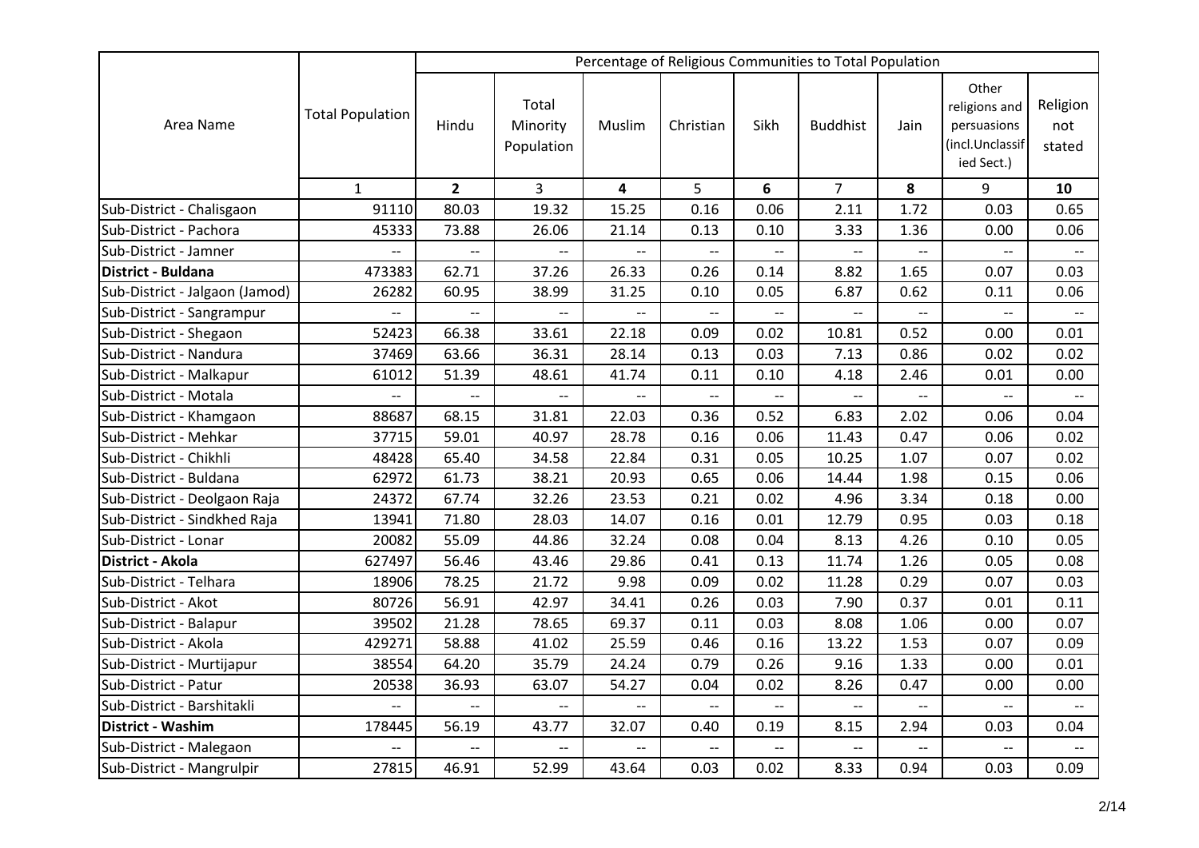| Area Name | Total Population | Percentage of Religious Communities to Total Population | | | | | | | | |
|---|---|---|---|---|---|---|---|---|---|---|
| | | Hindu | Total Minority Population | Muslim | Christian | Sikh | Buddhist | Jain | Other religions and persuasions (incl.Unclassified Sect.) | Religion not stated |
| | 1 | **2** | 3 | **4** | 5 | **6** | 7 | **8** | 9 | **10** |
| Sub-District - Chalisgaon | 91110 | 80.03 | 19.32 | 15.25 | 0.16 | 0.06 | 2.11 | 1.72 | 0.03 | 0.65 |
| Sub-District - Pachora | 45333 | 73.88 | 26.06 | 21.14 | 0.13 | 0.10 | 3.33 | 1.36 | 0.00 | 0.06 |
| Sub-District - Jamner | -- | -- | -- | -- | -- | -- | -- | -- | -- | -- |
| **District - Buldana** | 473383 | 62.71 | 37.26 | 26.33 | 0.26 | 0.14 | 8.82 | 1.65 | 0.07 | 0.03 |
| Sub-District - Jalgaon (Jamod) | 26282 | 60.95 | 38.99 | 31.25 | 0.10 | 0.05 | 6.87 | 0.62 | 0.11 | 0.06 |
| Sub-District - Sangrampur | -- | -- | -- | -- | -- | -- | -- | -- | -- | -- |
| Sub-District - Shegaon | 52423 | 66.38 | 33.61 | 22.18 | 0.09 | 0.02 | 10.81 | 0.52 | 0.00 | 0.01 |
| Sub-District - Nandura | 37469 | 63.66 | 36.31 | 28.14 | 0.13 | 0.03 | 7.13 | 0.86 | 0.02 | 0.02 |
| Sub-District - Malkapur | 61012 | 51.39 | 48.61 | 41.74 | 0.11 | 0.10 | 4.18 | 2.46 | 0.01 | 0.00 |
| Sub-District - Motala | -- | -- | -- | -- | -- | -- | -- | -- | -- | -- |
| Sub-District - Khamgaon | 88687 | 68.15 | 31.81 | 22.03 | 0.36 | 0.52 | 6.83 | 2.02 | 0.06 | 0.04 |
| Sub-District - Mehkar | 37715 | 59.01 | 40.97 | 28.78 | 0.16 | 0.06 | 11.43 | 0.47 | 0.06 | 0.02 |
| Sub-District - Chikhli | 48428 | 65.40 | 34.58 | 22.84 | 0.31 | 0.05 | 10.25 | 1.07 | 0.07 | 0.02 |
| Sub-District - Buldana | 62972 | 61.73 | 38.21 | 20.93 | 0.65 | 0.06 | 14.44 | 1.98 | 0.15 | 0.06 |
| Sub-District - Deolgaon Raja | 24372 | 67.74 | 32.26 | 23.53 | 0.21 | 0.02 | 4.96 | 3.34 | 0.18 | 0.00 |
| Sub-District - Sindkhed Raja | 13941 | 71.80 | 28.03 | 14.07 | 0.16 | 0.01 | 12.79 | 0.95 | 0.03 | 0.18 |
| Sub-District - Lonar | 20082 | 55.09 | 44.86 | 32.24 | 0.08 | 0.04 | 8.13 | 4.26 | 0.10 | 0.05 |
| **District - Akola** | 627497 | 56.46 | 43.46 | 29.86 | 0.41 | 0.13 | 11.74 | 1.26 | 0.05 | 0.08 |
| Sub-District - Telhara | 18906 | 78.25 | 21.72 | 9.98 | 0.09 | 0.02 | 11.28 | 0.29 | 0.07 | 0.03 |
| Sub-District - Akot | 80726 | 56.91 | 42.97 | 34.41 | 0.26 | 0.03 | 7.90 | 0.37 | 0.01 | 0.11 |
| Sub-District - Balapur | 39502 | 21.28 | 78.65 | 69.37 | 0.11 | 0.03 | 8.08 | 1.06 | 0.00 | 0.07 |
| Sub-District - Akola | 429271 | 58.88 | 41.02 | 25.59 | 0.46 | 0.16 | 13.22 | 1.53 | 0.07 | 0.09 |
| Sub-District - Murtijapur | 38554 | 64.20 | 35.79 | 24.24 | 0.79 | 0.26 | 9.16 | 1.33 | 0.00 | 0.01 |
| Sub-District - Patur | 20538 | 36.93 | 63.07 | 54.27 | 0.04 | 0.02 | 8.26 | 0.47 | 0.00 | 0.00 |
| Sub-District - Barshitakli | -- | -- | -- | -- | -- | -- | -- | -- | -- | -- |
| **District - Washim** | 178445 | 56.19 | 43.77 | 32.07 | 0.40 | 0.19 | 8.15 | 2.94 | 0.03 | 0.04 |
| Sub-District - Malegaon | -- | -- | -- | -- | -- | -- | -- | -- | -- | -- |
| Sub-District - Mangrulpir | 27815 | 46.91 | 52.99 | 43.64 | 0.03 | 0.02 | 8.33 | 0.94 | 0.03 | 0.09 |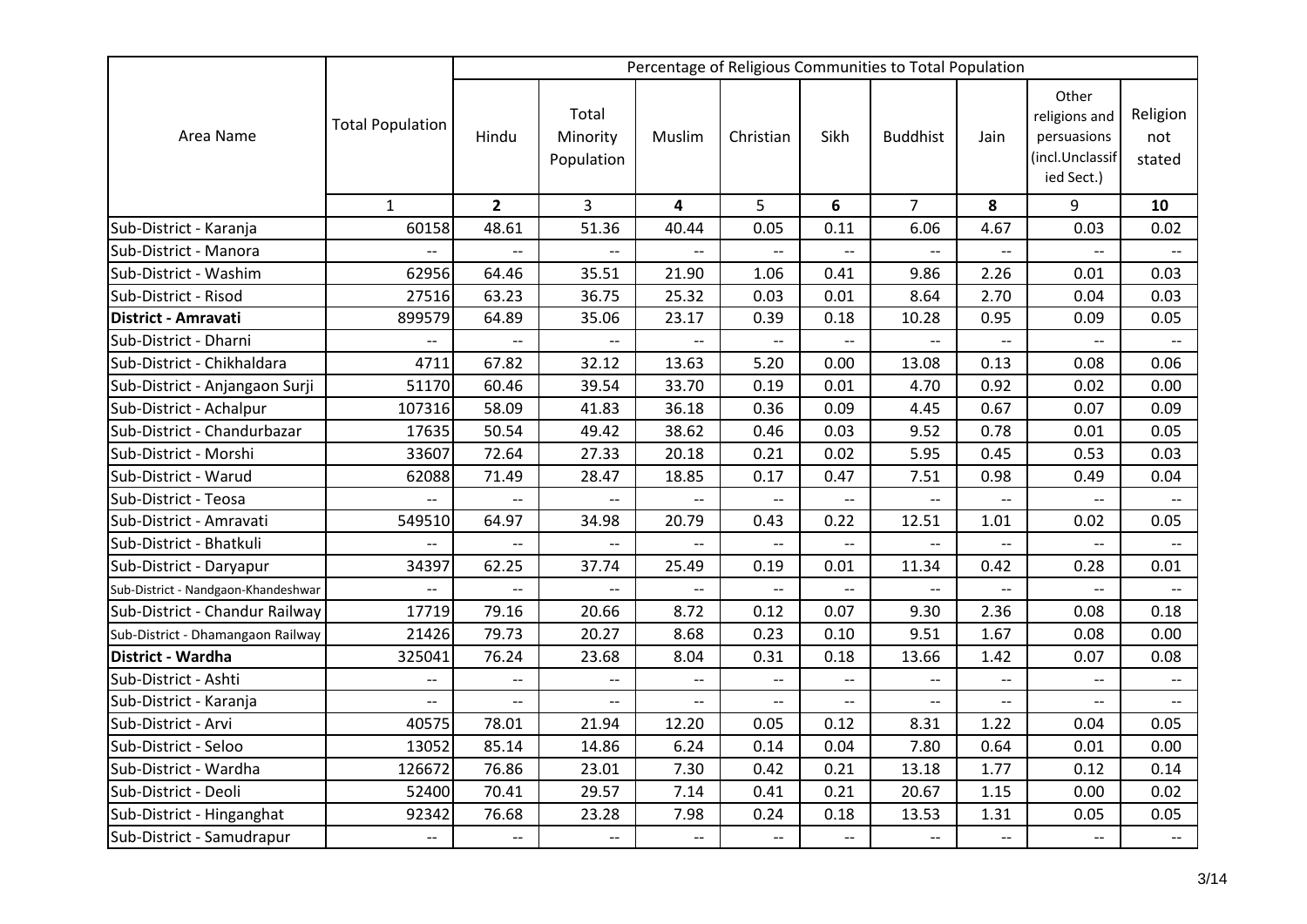| Area Name | Total Population | Percentage of Religious Communities to Total Population | | | | | | | | |
|---|---|---|---|---|---|---|---|---|---|---|
| | | Hindu | Total Minority Population | Muslim | Christian | Sikh | Buddhist | Jain | Other religions and persuasions (incl.Unclassified Sect.) | Religion not stated |
| | 1 | **2** | 3 | **4** | 5 | **6** | 7 | **8** | 9 | **10** |
| Sub-District - Karanja | 60158 | 48.61 | 51.36 | 40.44 | 0.05 | 0.11 | 6.06 | 4.67 | 0.03 | 0.02 |
| Sub-District - Manora | -- | -- | -- | -- | -- | -- | -- | -- | -- | -- |
| Sub-District - Washim | 62956 | 64.46 | 35.51 | 21.90 | 1.06 | 0.41 | 9.86 | 2.26 | 0.01 | 0.03 |
| Sub-District - Risod | 27516 | 63.23 | 36.75 | 25.32 | 0.03 | 0.01 | 8.64 | 2.70 | 0.04 | 0.03 |
| **District - Amravati** | 899579 | 64.89 | 35.06 | 23.17 | 0.39 | 0.18 | 10.28 | 0.95 | 0.09 | 0.05 |
| Sub-District - Dharni | -- | -- | -- | -- | -- | -- | -- | -- | -- | -- |
| Sub-District - Chikhaldara | 4711 | 67.82 | 32.12 | 13.63 | 5.20 | 0.00 | 13.08 | 0.13 | 0.08 | 0.06 |
| Sub-District - Anjangaon Surji | 51170 | 60.46 | 39.54 | 33.70 | 0.19 | 0.01 | 4.70 | 0.92 | 0.02 | 0.00 |
| Sub-District - Achalpur | 107316 | 58.09 | 41.83 | 36.18 | 0.36 | 0.09 | 4.45 | 0.67 | 0.07 | 0.09 |
| Sub-District - Chandurbazar | 17635 | 50.54 | 49.42 | 38.62 | 0.46 | 0.03 | 9.52 | 0.78 | 0.01 | 0.05 |
| Sub-District - Morshi | 33607 | 72.64 | 27.33 | 20.18 | 0.21 | 0.02 | 5.95 | 0.45 | 0.53 | 0.03 |
| Sub-District - Warud | 62088 | 71.49 | 28.47 | 18.85 | 0.17 | 0.47 | 7.51 | 0.98 | 0.49 | 0.04 |
| Sub-District - Teosa | -- | -- | -- | -- | -- | -- | -- | -- | -- | -- |
| Sub-District - Amravati | 549510 | 64.97 | 34.98 | 20.79 | 0.43 | 0.22 | 12.51 | 1.01 | 0.02 | 0.05 |
| Sub-District - Bhatkuli | -- | -- | -- | -- | -- | -- | -- | -- | -- | -- |
| Sub-District - Daryapur | 34397 | 62.25 | 37.74 | 25.49 | 0.19 | 0.01 | 11.34 | 0.42 | 0.28 | 0.01 |
| Sub-District - Nandgaon-Khandeshwar | -- | -- | -- | -- | -- | -- | -- | -- | -- | -- |
| Sub-District - Chandur Railway | 17719 | 79.16 | 20.66 | 8.72 | 0.12 | 0.07 | 9.30 | 2.36 | 0.08 | 0.18 |
| Sub-District - Dhamangaon Railway | 21426 | 79.73 | 20.27 | 8.68 | 0.23 | 0.10 | 9.51 | 1.67 | 0.08 | 0.00 |
| **District - Wardha** | 325041 | 76.24 | 23.68 | 8.04 | 0.31 | 0.18 | 13.66 | 1.42 | 0.07 | 0.08 |
| Sub-District - Ashti | -- | -- | -- | -- | -- | -- | -- | -- | -- | -- |
| Sub-District - Karanja | -- | -- | -- | -- | -- | -- | -- | -- | -- | -- |
| Sub-District - Arvi | 40575 | 78.01 | 21.94 | 12.20 | 0.05 | 0.12 | 8.31 | 1.22 | 0.04 | 0.05 |
| Sub-District - Seloo | 13052 | 85.14 | 14.86 | 6.24 | 0.14 | 0.04 | 7.80 | 0.64 | 0.01 | 0.00 |
| Sub-District - Wardha | 126672 | 76.86 | 23.01 | 7.30 | 0.42 | 0.21 | 13.18 | 1.77 | 0.12 | 0.14 |
| Sub-District - Deoli | 52400 | 70.41 | 29.57 | 7.14 | 0.41 | 0.21 | 20.67 | 1.15 | 0.00 | 0.02 |
| Sub-District - Hinganghat | 92342 | 76.68 | 23.28 | 7.98 | 0.24 | 0.18 | 13.53 | 1.31 | 0.05 | 0.05 |
| Sub-District - Samudrapur | -- | -- | -- | -- | -- | -- | -- | -- | -- | -- |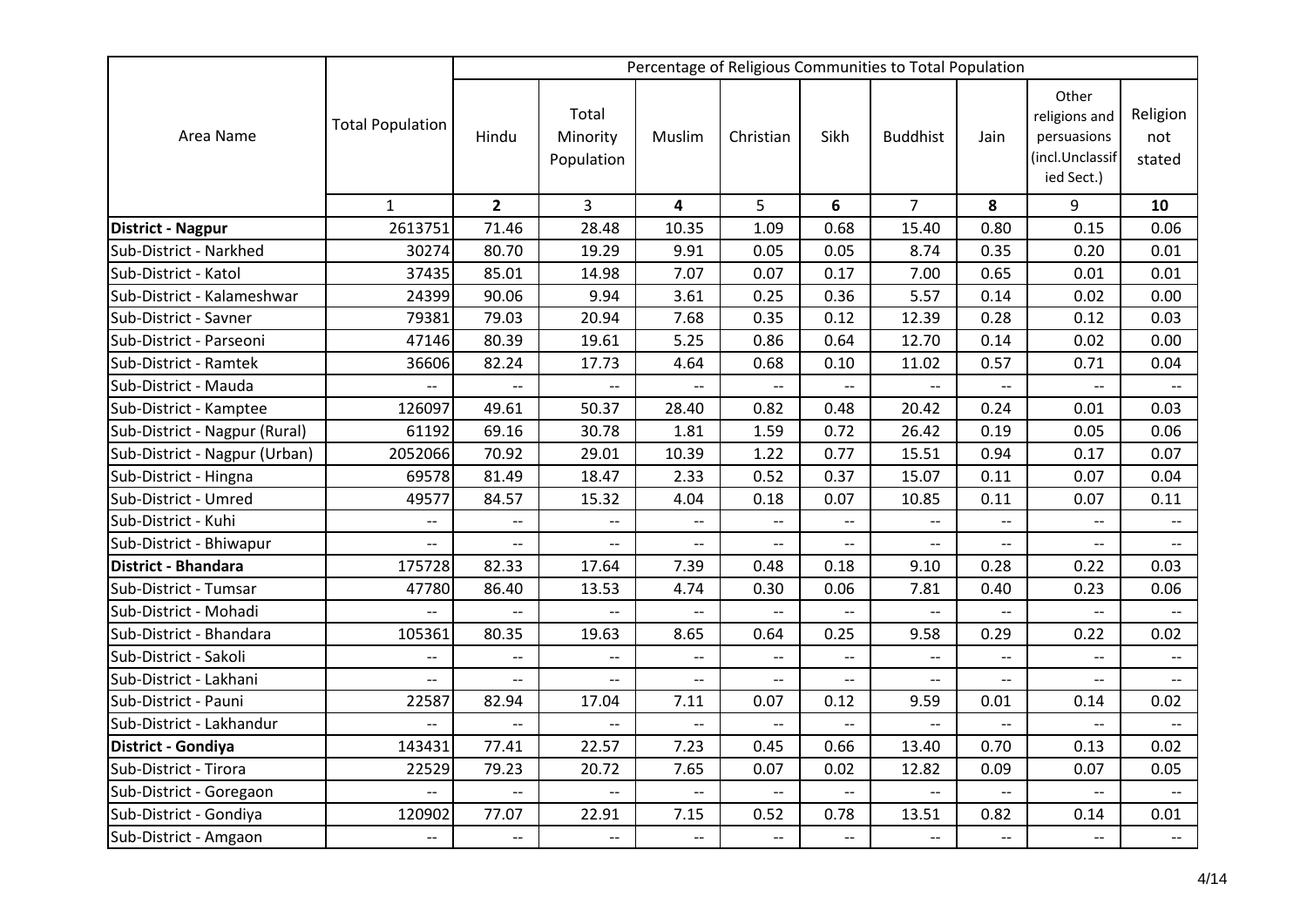| Area Name | Total Population | Percentage of Religious Communities to Total Population | | | | | | | | |
|---|---|---|---|---|---|---|---|---|---|---|
| | | Hindu | Total Minority Population | Muslim | Christian | Sikh | Buddhist | Jain | Other religions and persuasions (incl.Unclassified Sect.) | Religion not stated |
| | 1 | **2** | 3 | **4** | 5 | **6** | 7 | **8** | 9 | **10** |
| **District - Nagpur** | 2613751 | 71.46 | 28.48 | 10.35 | 1.09 | 0.68 | 15.40 | 0.80 | 0.15 | 0.06 |
| Sub-District - Narkhed | 30274 | 80.70 | 19.29 | 9.91 | 0.05 | 0.05 | 8.74 | 0.35 | 0.20 | 0.01 |
| Sub-District - Katol | 37435 | 85.01 | 14.98 | 7.07 | 0.07 | 0.17 | 7.00 | 0.65 | 0.01 | 0.01 |
| Sub-District - Kalameshwar | 24399 | 90.06 | 9.94 | 3.61 | 0.25 | 0.36 | 5.57 | 0.14 | 0.02 | 0.00 |
| Sub-District - Savner | 79381 | 79.03 | 20.94 | 7.68 | 0.35 | 0.12 | 12.39 | 0.28 | 0.12 | 0.03 |
| Sub-District - Parseoni | 47146 | 80.39 | 19.61 | 5.25 | 0.86 | 0.64 | 12.70 | 0.14 | 0.02 | 0.00 |
| Sub-District - Ramtek | 36606 | 82.24 | 17.73 | 4.64 | 0.68 | 0.10 | 11.02 | 0.57 | 0.71 | 0.04 |
| Sub-District - Mauda | -- | -- | -- | -- | -- | -- | -- | -- | -- | -- |
| Sub-District - Kamptee | 126097 | 49.61 | 50.37 | 28.40 | 0.82 | 0.48 | 20.42 | 0.24 | 0.01 | 0.03 |
| Sub-District - Nagpur (Rural) | 61192 | 69.16 | 30.78 | 1.81 | 1.59 | 0.72 | 26.42 | 0.19 | 0.05 | 0.06 |
| Sub-District - Nagpur (Urban) | 2052066 | 70.92 | 29.01 | 10.39 | 1.22 | 0.77 | 15.51 | 0.94 | 0.17 | 0.07 |
| Sub-District - Hingna | 69578 | 81.49 | 18.47 | 2.33 | 0.52 | 0.37 | 15.07 | 0.11 | 0.07 | 0.04 |
| Sub-District - Umred | 49577 | 84.57 | 15.32 | 4.04 | 0.18 | 0.07 | 10.85 | 0.11 | 0.07 | 0.11 |
| Sub-District - Kuhi | -- | -- | -- | -- | -- | -- | -- | -- | -- | -- |
| Sub-District - Bhiwapur | -- | -- | -- | -- | -- | -- | -- | -- | -- | -- |
| **District - Bhandara** | 175728 | 82.33 | 17.64 | 7.39 | 0.48 | 0.18 | 9.10 | 0.28 | 0.22 | 0.03 |
| Sub-District - Tumsar | 47780 | 86.40 | 13.53 | 4.74 | 0.30 | 0.06 | 7.81 | 0.40 | 0.23 | 0.06 |
| Sub-District - Mohadi | -- | -- | -- | -- | -- | -- | -- | -- | -- | -- |
| Sub-District - Bhandara | 105361 | 80.35 | 19.63 | 8.65 | 0.64 | 0.25 | 9.58 | 0.29 | 0.22 | 0.02 |
| Sub-District - Sakoli | -- | -- | -- | -- | -- | -- | -- | -- | -- | -- |
| Sub-District - Lakhani | -- | -- | -- | -- | -- | -- | -- | -- | -- | -- |
| Sub-District - Pauni | 22587 | 82.94 | 17.04 | 7.11 | 0.07 | 0.12 | 9.59 | 0.01 | 0.14 | 0.02 |
| Sub-District - Lakhandur | -- | -- | -- | -- | -- | -- | -- | -- | -- | -- |
| **District - Gondiya** | 143431 | 77.41 | 22.57 | 7.23 | 0.45 | 0.66 | 13.40 | 0.70 | 0.13 | 0.02 |
| Sub-District - Tirora | 22529 | 79.23 | 20.72 | 7.65 | 0.07 | 0.02 | 12.82 | 0.09 | 0.07 | 0.05 |
| Sub-District - Goregaon | -- | -- | -- | -- | -- | -- | -- | -- | -- | -- |
| Sub-District - Gondiya | 120902 | 77.07 | 22.91 | 7.15 | 0.52 | 0.78 | 13.51 | 0.82 | 0.14 | 0.01 |
| Sub-District - Amgaon | -- | -- | -- | -- | -- | -- | -- | -- | -- | -- |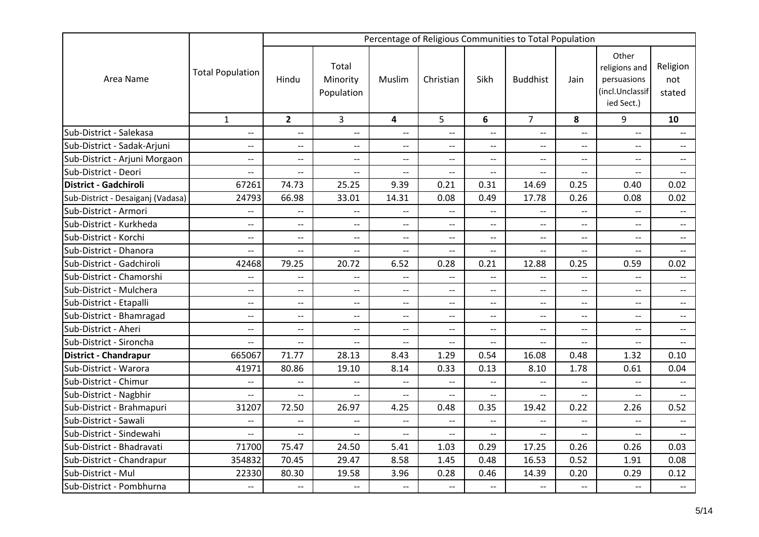| Area Name | Total Population | Percentage of Religious Communities to Total Population | | | | | | | | |
|---|---|---|---|---|---|---|---|---|---|---|
| | | Hindu | Total Minority Population | Muslim | Christian | Sikh | Buddhist | Jain | Other religions and persuasions (incl.Unclassified Sect.) | Religion not stated |
| | 1 | **2** | 3 | **4** | 5 | **6** | 7 | **8** | 9 | **10** |
| Sub-District - Salekasa | -- | -- | -- | -- | -- | -- | -- | -- | -- | -- |
| Sub-District - Sadak-Arjuni | -- | -- | -- | -- | -- | -- | -- | -- | -- | -- |
| Sub-District - Arjuni Morgaon | -- | -- | -- | -- | -- | -- | -- | -- | -- | -- |
| Sub-District - Deori | -- | -- | -- | -- | -- | -- | -- | -- | -- | -- |
| **District - Gadchiroli** | 67261 | 74.73 | 25.25 | 9.39 | 0.21 | 0.31 | 14.69 | 0.25 | 0.40 | 0.02 |
| Sub-District - Desaiganj (Vadasa) | 24793 | 66.98 | 33.01 | 14.31 | 0.08 | 0.49 | 17.78 | 0.26 | 0.08 | 0.02 |
| Sub-District - Armori | -- | -- | -- | -- | -- | -- | -- | -- | -- | -- |
| Sub-District - Kurkheda | -- | -- | -- | -- | -- | -- | -- | -- | -- | -- |
| Sub-District - Korchi | -- | -- | -- | -- | -- | -- | -- | -- | -- | -- |
| Sub-District - Dhanora | -- | -- | -- | -- | -- | -- | -- | -- | -- | -- |
| Sub-District - Gadchiroli | 42468 | 79.25 | 20.72 | 6.52 | 0.28 | 0.21 | 12.88 | 0.25 | 0.59 | 0.02 |
| Sub-District - Chamorshi | -- | -- | -- | -- | -- | -- | -- | -- | -- | -- |
| Sub-District - Mulchera | -- | -- | -- | -- | -- | -- | -- | -- | -- | -- |
| Sub-District - Etapalli | -- | -- | -- | -- | -- | -- | -- | -- | -- | -- |
| Sub-District - Bhamragad | -- | -- | -- | -- | -- | -- | -- | -- | -- | -- |
| Sub-District - Aheri | -- | -- | -- | -- | -- | -- | -- | -- | -- | -- |
| Sub-District - Sironcha | -- | -- | -- | -- | -- | -- | -- | -- | -- | -- |
| **District - Chandrapur** | 665067 | 71.77 | 28.13 | 8.43 | 1.29 | 0.54 | 16.08 | 0.48 | 1.32 | 0.10 |
| Sub-District - Warora | 41971 | 80.86 | 19.10 | 8.14 | 0.33 | 0.13 | 8.10 | 1.78 | 0.61 | 0.04 |
| Sub-District - Chimur | -- | -- | -- | -- | -- | -- | -- | -- | -- | -- |
| Sub-District - Nagbhir | -- | -- | -- | -- | -- | -- | -- | -- | -- | -- |
| Sub-District - Brahmapuri | 31207 | 72.50 | 26.97 | 4.25 | 0.48 | 0.35 | 19.42 | 0.22 | 2.26 | 0.52 |
| Sub-District - Sawali | -- | -- | -- | -- | -- | -- | -- | -- | -- | -- |
| Sub-District - Sindewahi | -- | -- | -- | -- | -- | -- | -- | -- | -- | -- |
| Sub-District - Bhadravati | 71700 | 75.47 | 24.50 | 5.41 | 1.03 | 0.29 | 17.25 | 0.26 | 0.26 | 0.03 |
| Sub-District - Chandrapur | 354832 | 70.45 | 29.47 | 8.58 | 1.45 | 0.48 | 16.53 | 0.52 | 1.91 | 0.08 |
| Sub-District - Mul | 22330 | 80.30 | 19.58 | 3.96 | 0.28 | 0.46 | 14.39 | 0.20 | 0.29 | 0.12 |
| Sub-District - Pombhurna | -- | -- | -- | -- | -- | -- | -- | -- | -- | -- |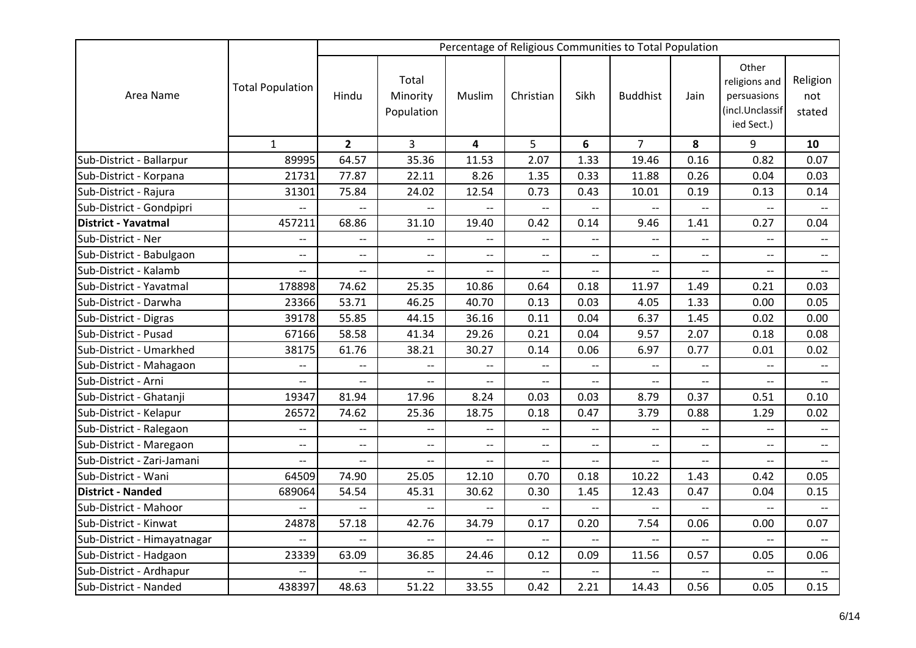| Area Name | Total Population | Percentage of Religious Communities to Total Population | | | | | | | | |
|---|---|---|---|---|---|---|---|---|---|---|
| | | Hindu | Total Minority Population | Muslim | Christian | Sikh | Buddhist | Jain | Other religions and persuasions (incl.Unclassified Sect.) | Religion not stated |
| | 1 | **2** | 3 | **4** | 5 | **6** | 7 | **8** | 9 | **10** |
| Sub-District - Ballarpur | 89995 | 64.57 | 35.36 | 11.53 | 2.07 | 1.33 | 19.46 | 0.16 | 0.82 | 0.07 |
| Sub-District - Korpana | 21731 | 77.87 | 22.11 | 8.26 | 1.35 | 0.33 | 11.88 | 0.26 | 0.04 | 0.03 |
| Sub-District - Rajura | 31301 | 75.84 | 24.02 | 12.54 | 0.73 | 0.43 | 10.01 | 0.19 | 0.13 | 0.14 |
| Sub-District - Gondpipri | -- | -- | -- | -- | -- | -- | -- | -- | -- | -- |
| **District - Yavatmal** | 457211 | 68.86 | 31.10 | 19.40 | 0.42 | 0.14 | 9.46 | 1.41 | 0.27 | 0.04 |
| Sub-District - Ner | -- | -- | -- | -- | -- | -- | -- | -- | -- | -- |
| Sub-District - Babulgaon | -- | -- | -- | -- | -- | -- | -- | -- | -- | -- |
| Sub-District - Kalamb | -- | -- | -- | -- | -- | -- | -- | -- | -- | -- |
| Sub-District - Yavatmal | 178898 | 74.62 | 25.35 | 10.86 | 0.64 | 0.18 | 11.97 | 1.49 | 0.21 | 0.03 |
| Sub-District - Darwha | 23366 | 53.71 | 46.25 | 40.70 | 0.13 | 0.03 | 4.05 | 1.33 | 0.00 | 0.05 |
| Sub-District - Digras | 39178 | 55.85 | 44.15 | 36.16 | 0.11 | 0.04 | 6.37 | 1.45 | 0.02 | 0.00 |
| Sub-District - Pusad | 67166 | 58.58 | 41.34 | 29.26 | 0.21 | 0.04 | 9.57 | 2.07 | 0.18 | 0.08 |
| Sub-District - Umarkhed | 38175 | 61.76 | 38.21 | 30.27 | 0.14 | 0.06 | 6.97 | 0.77 | 0.01 | 0.02 |
| Sub-District - Mahagaon | -- | -- | -- | -- | -- | -- | -- | -- | -- | -- |
| Sub-District - Arni | -- | -- | -- | -- | -- | -- | -- | -- | -- | -- |
| Sub-District - Ghatanji | 19347 | 81.94 | 17.96 | 8.24 | 0.03 | 0.03 | 8.79 | 0.37 | 0.51 | 0.10 |
| Sub-District - Kelapur | 26572 | 74.62 | 25.36 | 18.75 | 0.18 | 0.47 | 3.79 | 0.88 | 1.29 | 0.02 |
| Sub-District - Ralegaon | -- | -- | -- | -- | -- | -- | -- | -- | -- | -- |
| Sub-District - Maregaon | -- | -- | -- | -- | -- | -- | -- | -- | -- | -- |
| Sub-District - Zari-Jamani | -- | -- | -- | -- | -- | -- | -- | -- | -- | -- |
| Sub-District - Wani | 64509 | 74.90 | 25.05 | 12.10 | 0.70 | 0.18 | 10.22 | 1.43 | 0.42 | 0.05 |
| **District - Nanded** | 689064 | 54.54 | 45.31 | 30.62 | 0.30 | 1.45 | 12.43 | 0.47 | 0.04 | 0.15 |
| Sub-District - Mahoor | -- | -- | -- | -- | -- | -- | -- | -- | -- | -- |
| Sub-District - Kinwat | 24878 | 57.18 | 42.76 | 34.79 | 0.17 | 0.20 | 7.54 | 0.06 | 0.00 | 0.07 |
| Sub-District - Himayatnagar | -- | -- | -- | -- | -- | -- | -- | -- | -- | -- |
| Sub-District - Hadgaon | 23339 | 63.09 | 36.85 | 24.46 | 0.12 | 0.09 | 11.56 | 0.57 | 0.05 | 0.06 |
| Sub-District - Ardhapur | -- | -- | -- | -- | -- | -- | -- | -- | -- | -- |
| Sub-District - Nanded | 438397 | 48.63 | 51.22 | 33.55 | 0.42 | 2.21 | 14.43 | 0.56 | 0.05 | 0.15 |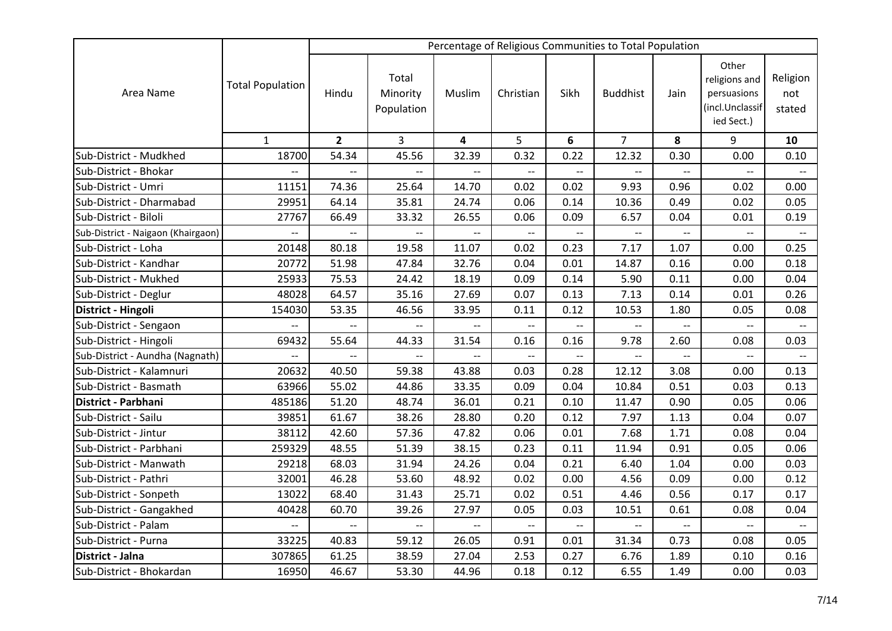| Area Name | Total Population | Percentage of Religious Communities to Total Population | | | | | | | | |
|---|---|---|---|---|---|---|---|---|---|---|
| | | Hindu | Total Minority Population | Muslim | Christian | Sikh | Buddhist | Jain | Other religions and persuasions (incl.Unclassified Sect.) | Religion not stated |
| | 1 | **2** | 3 | **4** | 5 | **6** | 7 | **8** | 9 | **10** |
| Sub-District - Mudkhed | 18700 | 54.34 | 45.56 | 32.39 | 0.32 | 0.22 | 12.32 | 0.30 | 0.00 | 0.10 |
| Sub-District - Bhokar | -- | -- | -- | -- | -- | -- | -- | -- | -- | -- |
| Sub-District - Umri | 11151 | 74.36 | 25.64 | 14.70 | 0.02 | 0.02 | 9.93 | 0.96 | 0.02 | 0.00 |
| Sub-District - Dharmabad | 29951 | 64.14 | 35.81 | 24.74 | 0.06 | 0.14 | 10.36 | 0.49 | 0.02 | 0.05 |
| Sub-District - Biloli | 27767 | 66.49 | 33.32 | 26.55 | 0.06 | 0.09 | 6.57 | 0.04 | 0.01 | 0.19 |
| Sub-District - Naigaon (Khairgaon) | -- | -- | -- | -- | -- | -- | -- | -- | -- | -- |
| Sub-District - Loha | 20148 | 80.18 | 19.58 | 11.07 | 0.02 | 0.23 | 7.17 | 1.07 | 0.00 | 0.25 |
| Sub-District - Kandhar | 20772 | 51.98 | 47.84 | 32.76 | 0.04 | 0.01 | 14.87 | 0.16 | 0.00 | 0.18 |
| Sub-District - Mukhed | 25933 | 75.53 | 24.42 | 18.19 | 0.09 | 0.14 | 5.90 | 0.11 | 0.00 | 0.04 |
| Sub-District - Deglur | 48028 | 64.57 | 35.16 | 27.69 | 0.07 | 0.13 | 7.13 | 0.14 | 0.01 | 0.26 |
| **District - Hingoli** | 154030 | 53.35 | 46.56 | 33.95 | 0.11 | 0.12 | 10.53 | 1.80 | 0.05 | 0.08 |
| Sub-District - Sengaon | -- | -- | -- | -- | -- | -- | -- | -- | -- | -- |
| Sub-District - Hingoli | 69432 | 55.64 | 44.33 | 31.54 | 0.16 | 0.16 | 9.78 | 2.60 | 0.08 | 0.03 |
| Sub-District - Aundha (Nagnath) | -- | -- | -- | -- | -- | -- | -- | -- | -- | -- |
| Sub-District - Kalamnuri | 20632 | 40.50 | 59.38 | 43.88 | 0.03 | 0.28 | 12.12 | 3.08 | 0.00 | 0.13 |
| Sub-District - Basmath | 63966 | 55.02 | 44.86 | 33.35 | 0.09 | 0.04 | 10.84 | 0.51 | 0.03 | 0.13 |
| **District - Parbhani** | 485186 | 51.20 | 48.74 | 36.01 | 0.21 | 0.10 | 11.47 | 0.90 | 0.05 | 0.06 |
| Sub-District - Sailu | 39851 | 61.67 | 38.26 | 28.80 | 0.20 | 0.12 | 7.97 | 1.13 | 0.04 | 0.07 |
| Sub-District - Jintur | 38112 | 42.60 | 57.36 | 47.82 | 0.06 | 0.01 | 7.68 | 1.71 | 0.08 | 0.04 |
| Sub-District - Parbhani | 259329 | 48.55 | 51.39 | 38.15 | 0.23 | 0.11 | 11.94 | 0.91 | 0.05 | 0.06 |
| Sub-District - Manwath | 29218 | 68.03 | 31.94 | 24.26 | 0.04 | 0.21 | 6.40 | 1.04 | 0.00 | 0.03 |
| Sub-District - Pathri | 32001 | 46.28 | 53.60 | 48.92 | 0.02 | 0.00 | 4.56 | 0.09 | 0.00 | 0.12 |
| Sub-District - Sonpeth | 13022 | 68.40 | 31.43 | 25.71 | 0.02 | 0.51 | 4.46 | 0.56 | 0.17 | 0.17 |
| Sub-District - Gangakhed | 40428 | 60.70 | 39.26 | 27.97 | 0.05 | 0.03 | 10.51 | 0.61 | 0.08 | 0.04 |
| Sub-District - Palam | -- | -- | -- | -- | -- | -- | -- | -- | -- | -- |
| Sub-District - Purna | 33225 | 40.83 | 59.12 | 26.05 | 0.91 | 0.01 | 31.34 | 0.73 | 0.08 | 0.05 |
| **District - Jalna** | 307865 | 61.25 | 38.59 | 27.04 | 2.53 | 0.27 | 6.76 | 1.89 | 0.10 | 0.16 |
| Sub-District - Bhokardan | 16950 | 46.67 | 53.30 | 44.96 | 0.18 | 0.12 | 6.55 | 1.49 | 0.00 | 0.03 |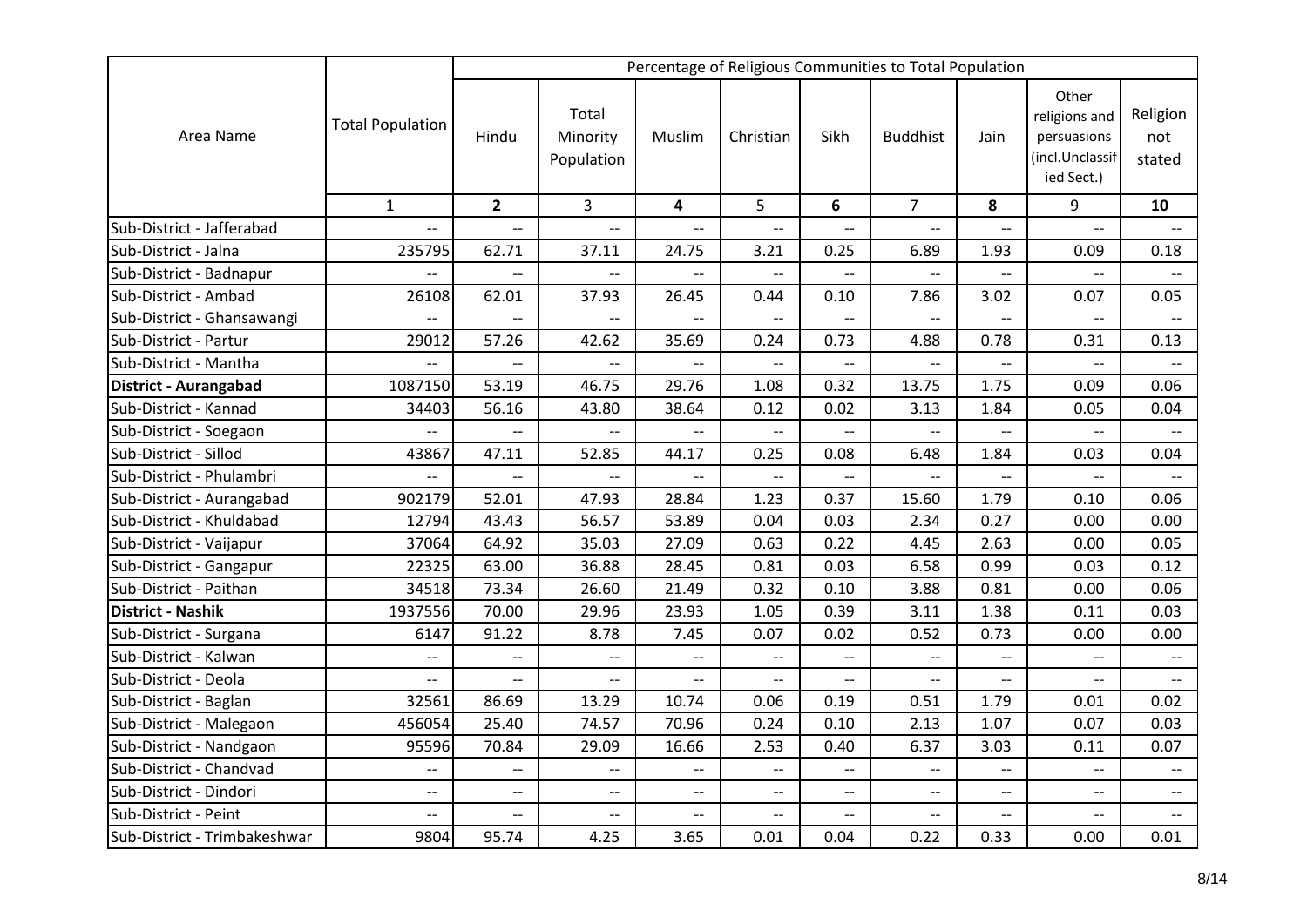| Area Name | Total Population | Percentage of Religious Communities to Total Population | | | | | | | | |
|---|---|---|---|---|---|---|---|---|---|---|
| | | Hindu | Total Minority Population | Muslim | Christian | Sikh | Buddhist | Jain | Other religions and persuasions (incl.Unclassified Sect.) | Religion not stated |
| | 1 | **2** | 3 | **4** | 5 | **6** | 7 | **8** | 9 | **10** |
| Sub-District - Jafferabad | -- | -- | -- | -- | -- | -- | -- | -- | -- | -- |
| Sub-District - Jalna | 235795 | 62.71 | 37.11 | 24.75 | 3.21 | 0.25 | 6.89 | 1.93 | 0.09 | 0.18 |
| Sub-District - Badnapur | -- | -- | -- | -- | -- | -- | -- | -- | -- | -- |
| Sub-District - Ambad | 26108 | 62.01 | 37.93 | 26.45 | 0.44 | 0.10 | 7.86 | 3.02 | 0.07 | 0.05 |
| Sub-District - Ghansawangi | -- | -- | -- | -- | -- | -- | -- | -- | -- | -- |
| Sub-District - Partur | 29012 | 57.26 | 42.62 | 35.69 | 0.24 | 0.73 | 4.88 | 0.78 | 0.31 | 0.13 |
| Sub-District - Mantha | -- | -- | -- | -- | -- | -- | -- | -- | -- | -- |
| **District - Aurangabad** | 1087150 | 53.19 | 46.75 | 29.76 | 1.08 | 0.32 | 13.75 | 1.75 | 0.09 | 0.06 |
| Sub-District - Kannad | 34403 | 56.16 | 43.80 | 38.64 | 0.12 | 0.02 | 3.13 | 1.84 | 0.05 | 0.04 |
| Sub-District - Soegaon | -- | -- | -- | -- | -- | -- | -- | -- | -- | -- |
| Sub-District - Sillod | 43867 | 47.11 | 52.85 | 44.17 | 0.25 | 0.08 | 6.48 | 1.84 | 0.03 | 0.04 |
| Sub-District - Phulambri | -- | -- | -- | -- | -- | -- | -- | -- | -- | -- |
| Sub-District - Aurangabad | 902179 | 52.01 | 47.93 | 28.84 | 1.23 | 0.37 | 15.60 | 1.79 | 0.10 | 0.06 |
| Sub-District - Khuldabad | 12794 | 43.43 | 56.57 | 53.89 | 0.04 | 0.03 | 2.34 | 0.27 | 0.00 | 0.00 |
| Sub-District - Vaijapur | 37064 | 64.92 | 35.03 | 27.09 | 0.63 | 0.22 | 4.45 | 2.63 | 0.00 | 0.05 |
| Sub-District - Gangapur | 22325 | 63.00 | 36.88 | 28.45 | 0.81 | 0.03 | 6.58 | 0.99 | 0.03 | 0.12 |
| Sub-District - Paithan | 34518 | 73.34 | 26.60 | 21.49 | 0.32 | 0.10 | 3.88 | 0.81 | 0.00 | 0.06 |
| **District - Nashik** | 1937556 | 70.00 | 29.96 | 23.93 | 1.05 | 0.39 | 3.11 | 1.38 | 0.11 | 0.03 |
| Sub-District - Surgana | 6147 | 91.22 | 8.78 | 7.45 | 0.07 | 0.02 | 0.52 | 0.73 | 0.00 | 0.00 |
| Sub-District - Kalwan | -- | -- | -- | -- | -- | -- | -- | -- | -- | -- |
| Sub-District - Deola | -- | -- | -- | -- | -- | -- | -- | -- | -- | -- |
| Sub-District - Baglan | 32561 | 86.69 | 13.29 | 10.74 | 0.06 | 0.19 | 0.51 | 1.79 | 0.01 | 0.02 |
| Sub-District - Malegaon | 456054 | 25.40 | 74.57 | 70.96 | 0.24 | 0.10 | 2.13 | 1.07 | 0.07 | 0.03 |
| Sub-District - Nandgaon | 95596 | 70.84 | 29.09 | 16.66 | 2.53 | 0.40 | 6.37 | 3.03 | 0.11 | 0.07 |
| Sub-District - Chandvad | -- | -- | -- | -- | -- | -- | -- | -- | -- | -- |
| Sub-District - Dindori | -- | -- | -- | -- | -- | -- | -- | -- | -- | -- |
| Sub-District - Peint | -- | -- | -- | -- | -- | -- | -- | -- | -- | -- |
| Sub-District - Trimbakeshwar | 9804 | 95.74 | 4.25 | 3.65 | 0.01 | 0.04 | 0.22 | 0.33 | 0.00 | 0.01 |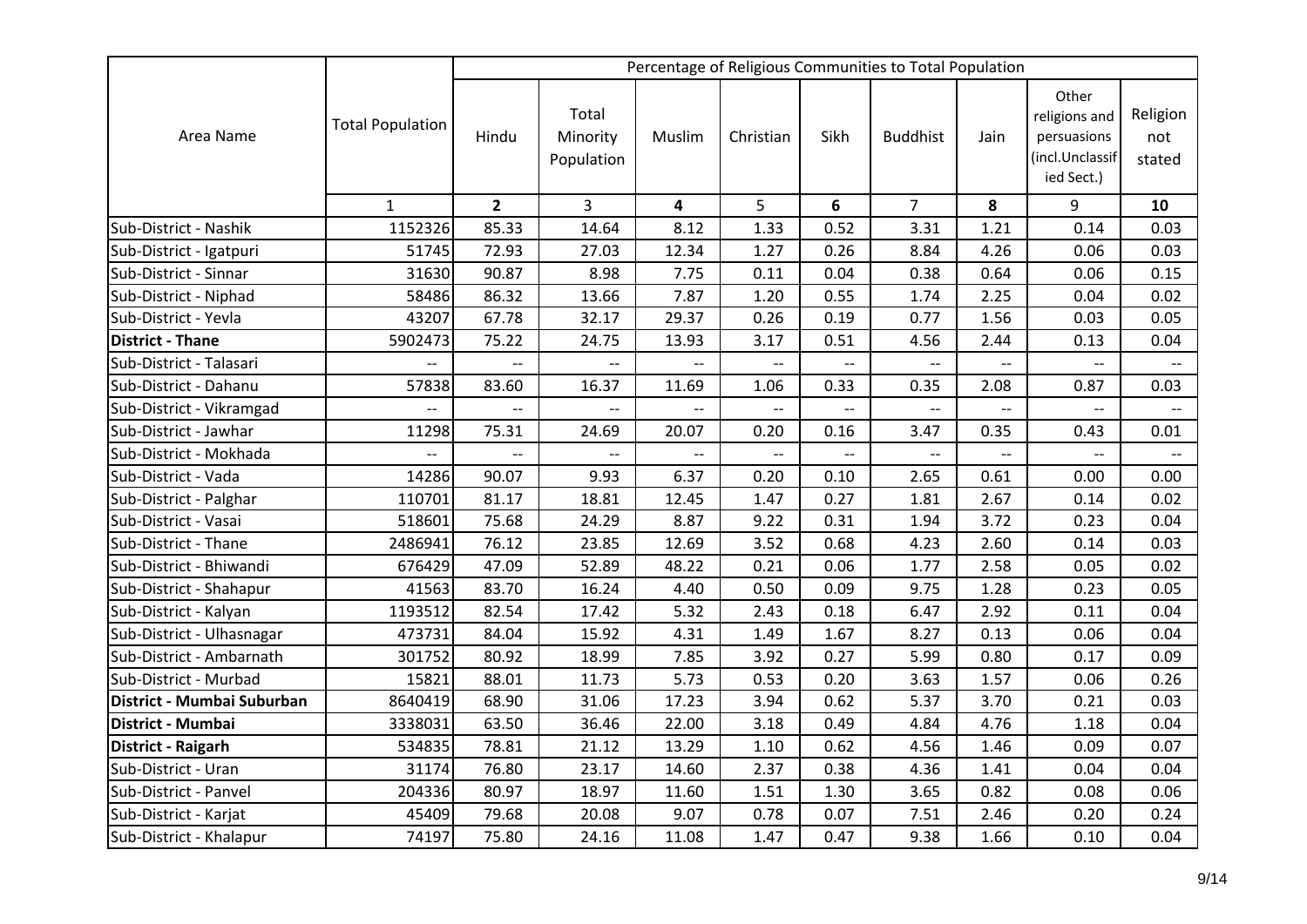| Area Name | Total Population | Percentage of Religious Communities to Total Population | | | | | | | | |
|---|---|---|---|---|---|---|---|---|---|---|
| | | Hindu | Total Minority Population | Muslim | Christian | Sikh | Buddhist | Jain | Other religions and persuasions (incl.Unclassified Sect.) | Religion not stated |
| | 1 | **2** | 3 | **4** | 5 | **6** | 7 | **8** | 9 | **10** |
| Sub-District - Nashik | 1152326 | 85.33 | 14.64 | 8.12 | 1.33 | 0.52 | 3.31 | 1.21 | 0.14 | 0.03 |
| Sub-District - Igatpuri | 51745 | 72.93 | 27.03 | 12.34 | 1.27 | 0.26 | 8.84 | 4.26 | 0.06 | 0.03 |
| Sub-District - Sinnar | 31630 | 90.87 | 8.98 | 7.75 | 0.11 | 0.04 | 0.38 | 0.64 | 0.06 | 0.15 |
| Sub-District - Niphad | 58486 | 86.32 | 13.66 | 7.87 | 1.20 | 0.55 | 1.74 | 2.25 | 0.04 | 0.02 |
| Sub-District - Yevla | 43207 | 67.78 | 32.17 | 29.37 | 0.26 | 0.19 | 0.77 | 1.56 | 0.03 | 0.05 |
| **District - Thane** | 5902473 | 75.22 | 24.75 | 13.93 | 3.17 | 0.51 | 4.56 | 2.44 | 0.13 | 0.04 |
| Sub-District - Talasari | -- | -- | -- | -- | -- | -- | -- | -- | -- | -- |
| Sub-District - Dahanu | 57838 | 83.60 | 16.37 | 11.69 | 1.06 | 0.33 | 0.35 | 2.08 | 0.87 | 0.03 |
| Sub-District - Vikramgad | -- | -- | -- | -- | -- | -- | -- | -- | -- | -- |
| Sub-District - Jawhar | 11298 | 75.31 | 24.69 | 20.07 | 0.20 | 0.16 | 3.47 | 0.35 | 0.43 | 0.01 |
| Sub-District - Mokhada | -- | -- | -- | -- | -- | -- | -- | -- | -- | -- |
| Sub-District - Vada | 14286 | 90.07 | 9.93 | 6.37 | 0.20 | 0.10 | 2.65 | 0.61 | 0.00 | 0.00 |
| Sub-District - Palghar | 110701 | 81.17 | 18.81 | 12.45 | 1.47 | 0.27 | 1.81 | 2.67 | 0.14 | 0.02 |
| Sub-District - Vasai | 518601 | 75.68 | 24.29 | 8.87 | 9.22 | 0.31 | 1.94 | 3.72 | 0.23 | 0.04 |
| Sub-District - Thane | 2486941 | 76.12 | 23.85 | 12.69 | 3.52 | 0.68 | 4.23 | 2.60 | 0.14 | 0.03 |
| Sub-District - Bhiwandi | 676429 | 47.09 | 52.89 | 48.22 | 0.21 | 0.06 | 1.77 | 2.58 | 0.05 | 0.02 |
| Sub-District - Shahapur | 41563 | 83.70 | 16.24 | 4.40 | 0.50 | 0.09 | 9.75 | 1.28 | 0.23 | 0.05 |
| Sub-District - Kalyan | 1193512 | 82.54 | 17.42 | 5.32 | 2.43 | 0.18 | 6.47 | 2.92 | 0.11 | 0.04 |
| Sub-District - Ulhasnagar | 473731 | 84.04 | 15.92 | 4.31 | 1.49 | 1.67 | 8.27 | 0.13 | 0.06 | 0.04 |
| Sub-District - Ambarnath | 301752 | 80.92 | 18.99 | 7.85 | 3.92 | 0.27 | 5.99 | 0.80 | 0.17 | 0.09 |
| Sub-District - Murbad | 15821 | 88.01 | 11.73 | 5.73 | 0.53 | 0.20 | 3.63 | 1.57 | 0.06 | 0.26 |
| **District - Mumbai Suburban** | 8640419 | 68.90 | 31.06 | 17.23 | 3.94 | 0.62 | 5.37 | 3.70 | 0.21 | 0.03 |
| **District - Mumbai** | 3338031 | 63.50 | 36.46 | 22.00 | 3.18 | 0.49 | 4.84 | 4.76 | 1.18 | 0.04 |
| **District - Raigarh** | 534835 | 78.81 | 21.12 | 13.29 | 1.10 | 0.62 | 4.56 | 1.46 | 0.09 | 0.07 |
| Sub-District - Uran | 31174 | 76.80 | 23.17 | 14.60 | 2.37 | 0.38 | 4.36 | 1.41 | 0.04 | 0.04 |
| Sub-District - Panvel | 204336 | 80.97 | 18.97 | 11.60 | 1.51 | 1.30 | 3.65 | 0.82 | 0.08 | 0.06 |
| Sub-District - Karjat | 45409 | 79.68 | 20.08 | 9.07 | 0.78 | 0.07 | 7.51 | 2.46 | 0.20 | 0.24 |
| Sub-District - Khalapur | 74197 | 75.80 | 24.16 | 11.08 | 1.47 | 0.47 | 9.38 | 1.66 | 0.10 | 0.04 |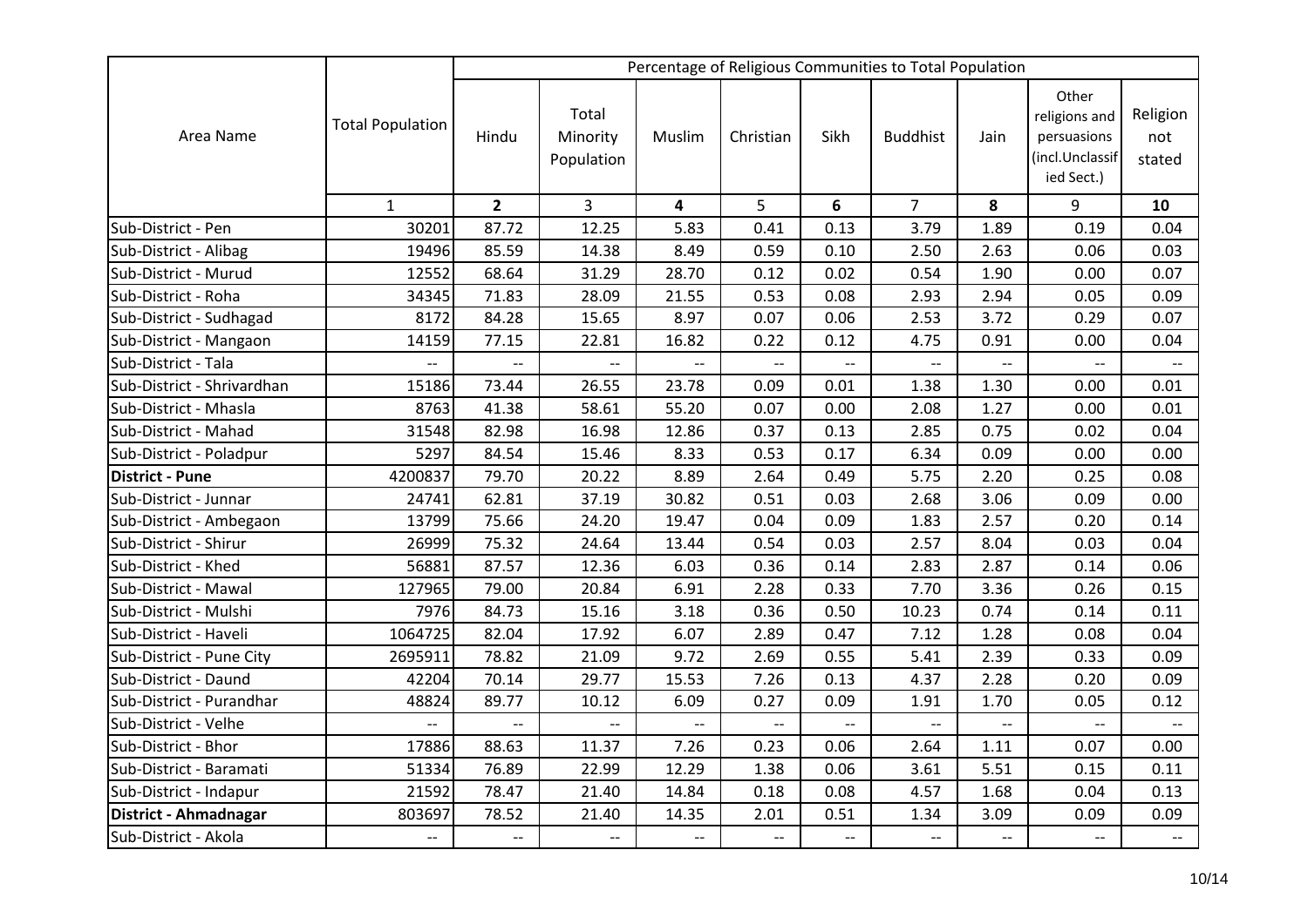| Area Name | Total Population | Percentage of Religious Communities to Total Population | | | | | | | | |
|---|---|---|---|---|---|---|---|---|---|---|
| | | Hindu | Total Minority Population | Muslim | Christian | Sikh | Buddhist | Jain | Other religions and persuasions (incl.Unclassified Sect.) | Religion not stated |
| | 1 | **2** | 3 | **4** | 5 | **6** | 7 | **8** | 9 | **10** |
| Sub-District - Pen | 30201 | 87.72 | 12.25 | 5.83 | 0.41 | 0.13 | 3.79 | 1.89 | 0.19 | 0.04 |
| Sub-District - Alibag | 19496 | 85.59 | 14.38 | 8.49 | 0.59 | 0.10 | 2.50 | 2.63 | 0.06 | 0.03 |
| Sub-District - Murud | 12552 | 68.64 | 31.29 | 28.70 | 0.12 | 0.02 | 0.54 | 1.90 | 0.00 | 0.07 |
| Sub-District - Roha | 34345 | 71.83 | 28.09 | 21.55 | 0.53 | 0.08 | 2.93 | 2.94 | 0.05 | 0.09 |
| Sub-District - Sudhagad | 8172 | 84.28 | 15.65 | 8.97 | 0.07 | 0.06 | 2.53 | 3.72 | 0.29 | 0.07 |
| Sub-District - Mangaon | 14159 | 77.15 | 22.81 | 16.82 | 0.22 | 0.12 | 4.75 | 0.91 | 0.00 | 0.04 |
| Sub-District - Tala | -- | -- | -- | -- | -- | -- | -- | -- | -- | -- |
| Sub-District - Shrivardhan | 15186 | 73.44 | 26.55 | 23.78 | 0.09 | 0.01 | 1.38 | 1.30 | 0.00 | 0.01 |
| Sub-District - Mhasla | 8763 | 41.38 | 58.61 | 55.20 | 0.07 | 0.00 | 2.08 | 1.27 | 0.00 | 0.01 |
| Sub-District - Mahad | 31548 | 82.98 | 16.98 | 12.86 | 0.37 | 0.13 | 2.85 | 0.75 | 0.02 | 0.04 |
| Sub-District - Poladpur | 5297 | 84.54 | 15.46 | 8.33 | 0.53 | 0.17 | 6.34 | 0.09 | 0.00 | 0.00 |
| **District - Pune** | 4200837 | 79.70 | 20.22 | 8.89 | 2.64 | 0.49 | 5.75 | 2.20 | 0.25 | 0.08 |
| Sub-District - Junnar | 24741 | 62.81 | 37.19 | 30.82 | 0.51 | 0.03 | 2.68 | 3.06 | 0.09 | 0.00 |
| Sub-District - Ambegaon | 13799 | 75.66 | 24.20 | 19.47 | 0.04 | 0.09 | 1.83 | 2.57 | 0.20 | 0.14 |
| Sub-District - Shirur | 26999 | 75.32 | 24.64 | 13.44 | 0.54 | 0.03 | 2.57 | 8.04 | 0.03 | 0.04 |
| Sub-District - Khed | 56881 | 87.57 | 12.36 | 6.03 | 0.36 | 0.14 | 2.83 | 2.87 | 0.14 | 0.06 |
| Sub-District - Mawal | 127965 | 79.00 | 20.84 | 6.91 | 2.28 | 0.33 | 7.70 | 3.36 | 0.26 | 0.15 |
| Sub-District - Mulshi | 7976 | 84.73 | 15.16 | 3.18 | 0.36 | 0.50 | 10.23 | 0.74 | 0.14 | 0.11 |
| Sub-District - Haveli | 1064725 | 82.04 | 17.92 | 6.07 | 2.89 | 0.47 | 7.12 | 1.28 | 0.08 | 0.04 |
| Sub-District - Pune City | 2695911 | 78.82 | 21.09 | 9.72 | 2.69 | 0.55 | 5.41 | 2.39 | 0.33 | 0.09 |
| Sub-District - Daund | 42204 | 70.14 | 29.77 | 15.53 | 7.26 | 0.13 | 4.37 | 2.28 | 0.20 | 0.09 |
| Sub-District - Purandhar | 48824 | 89.77 | 10.12 | 6.09 | 0.27 | 0.09 | 1.91 | 1.70 | 0.05 | 0.12 |
| Sub-District - Velhe | -- | -- | -- | -- | -- | -- | -- | -- | -- | -- |
| Sub-District - Bhor | 17886 | 88.63 | 11.37 | 7.26 | 0.23 | 0.06 | 2.64 | 1.11 | 0.07 | 0.00 |
| Sub-District - Baramati | 51334 | 76.89 | 22.99 | 12.29 | 1.38 | 0.06 | 3.61 | 5.51 | 0.15 | 0.11 |
| Sub-District - Indapur | 21592 | 78.47 | 21.40 | 14.84 | 0.18 | 0.08 | 4.57 | 1.68 | 0.04 | 0.13 |
| **District - Ahmadnagar** | 803697 | 78.52 | 21.40 | 14.35 | 2.01 | 0.51 | 1.34 | 3.09 | 0.09 | 0.09 |
| Sub-District - Akola | -- | -- | -- | -- | -- | -- | -- | -- | -- | -- |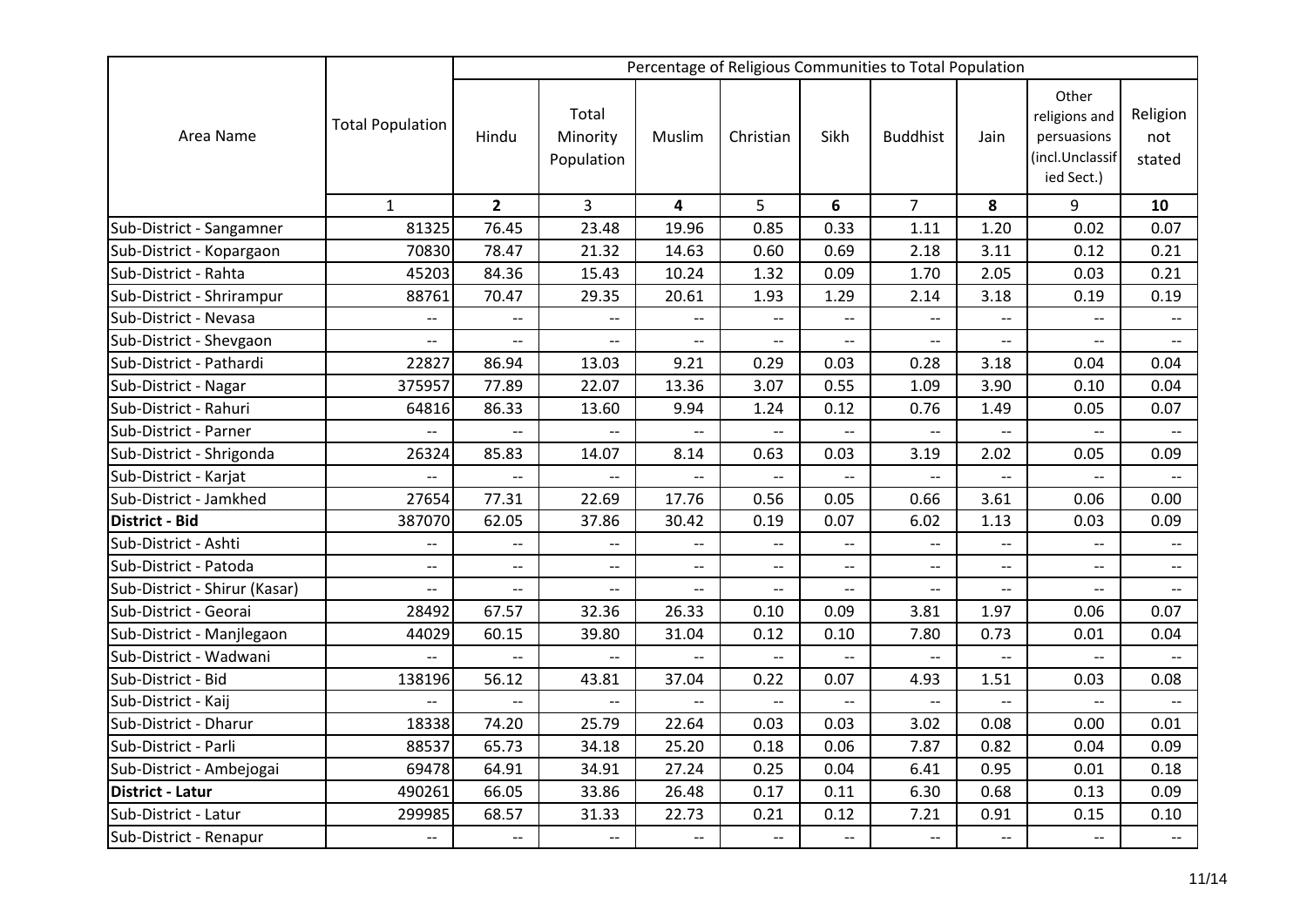| Area Name | Total Population | Percentage of Religious Communities to Total Population | | | | | | | | |
|---|---|---|---|---|---|---|---|---|---|---|
| | | Hindu | Total Minority Population | Muslim | Christian | Sikh | Buddhist | Jain | Other religions and persuasions (incl.Unclassified Sect.) | Religion not stated |
| | 1 | **2** | 3 | **4** | 5 | **6** | 7 | **8** | 9 | **10** |
| Sub-District - Sangamner | 81325 | 76.45 | 23.48 | 19.96 | 0.85 | 0.33 | 1.11 | 1.20 | 0.02 | 0.07 |
| Sub-District - Kopargaon | 70830 | 78.47 | 21.32 | 14.63 | 0.60 | 0.69 | 2.18 | 3.11 | 0.12 | 0.21 |
| Sub-District - Rahta | 45203 | 84.36 | 15.43 | 10.24 | 1.32 | 0.09 | 1.70 | 2.05 | 0.03 | 0.21 |
| Sub-District - Shrirampur | 88761 | 70.47 | 29.35 | 20.61 | 1.93 | 1.29 | 2.14 | 3.18 | 0.19 | 0.19 |
| Sub-District - Nevasa | -- | -- | -- | -- | -- | -- | -- | -- | -- | -- |
| Sub-District - Shevgaon | -- | -- | -- | -- | -- | -- | -- | -- | -- | -- |
| Sub-District - Pathardi | 22827 | 86.94 | 13.03 | 9.21 | 0.29 | 0.03 | 0.28 | 3.18 | 0.04 | 0.04 |
| Sub-District - Nagar | 375957 | 77.89 | 22.07 | 13.36 | 3.07 | 0.55 | 1.09 | 3.90 | 0.10 | 0.04 |
| Sub-District - Rahuri | 64816 | 86.33 | 13.60 | 9.94 | 1.24 | 0.12 | 0.76 | 1.49 | 0.05 | 0.07 |
| Sub-District - Parner | -- | -- | -- | -- | -- | -- | -- | -- | -- | -- |
| Sub-District - Shrigonda | 26324 | 85.83 | 14.07 | 8.14 | 0.63 | 0.03 | 3.19 | 2.02 | 0.05 | 0.09 |
| Sub-District - Karjat | -- | -- | -- | -- | -- | -- | -- | -- | -- | -- |
| Sub-District - Jamkhed | 27654 | 77.31 | 22.69 | 17.76 | 0.56 | 0.05 | 0.66 | 3.61 | 0.06 | 0.00 |
| **District - Bid** | 387070 | 62.05 | 37.86 | 30.42 | 0.19 | 0.07 | 6.02 | 1.13 | 0.03 | 0.09 |
| Sub-District - Ashti | -- | -- | -- | -- | -- | -- | -- | -- | -- | -- |
| Sub-District - Patoda | -- | -- | -- | -- | -- | -- | -- | -- | -- | -- |
| Sub-District - Shirur (Kasar) | -- | -- | -- | -- | -- | -- | -- | -- | -- | -- |
| Sub-District - Georai | 28492 | 67.57 | 32.36 | 26.33 | 0.10 | 0.09 | 3.81 | 1.97 | 0.06 | 0.07 |
| Sub-District - Manjlegaon | 44029 | 60.15 | 39.80 | 31.04 | 0.12 | 0.10 | 7.80 | 0.73 | 0.01 | 0.04 |
| Sub-District - Wadwani | -- | -- | -- | -- | -- | -- | -- | -- | -- | -- |
| Sub-District - Bid | 138196 | 56.12 | 43.81 | 37.04 | 0.22 | 0.07 | 4.93 | 1.51 | 0.03 | 0.08 |
| Sub-District - Kaij | -- | -- | -- | -- | -- | -- | -- | -- | -- | -- |
| Sub-District - Dharur | 18338 | 74.20 | 25.79 | 22.64 | 0.03 | 0.03 | 3.02 | 0.08 | 0.00 | 0.01 |
| Sub-District - Parli | 88537 | 65.73 | 34.18 | 25.20 | 0.18 | 0.06 | 7.87 | 0.82 | 0.04 | 0.09 |
| Sub-District - Ambejogai | 69478 | 64.91 | 34.91 | 27.24 | 0.25 | 0.04 | 6.41 | 0.95 | 0.01 | 0.18 |
| **District - Latur** | 490261 | 66.05 | 33.86 | 26.48 | 0.17 | 0.11 | 6.30 | 0.68 | 0.13 | 0.09 |
| Sub-District - Latur | 299985 | 68.57 | 31.33 | 22.73 | 0.21 | 0.12 | 7.21 | 0.91 | 0.15 | 0.10 |
| Sub-District - Renapur | -- | -- | -- | -- | -- | -- | -- | -- | -- | -- |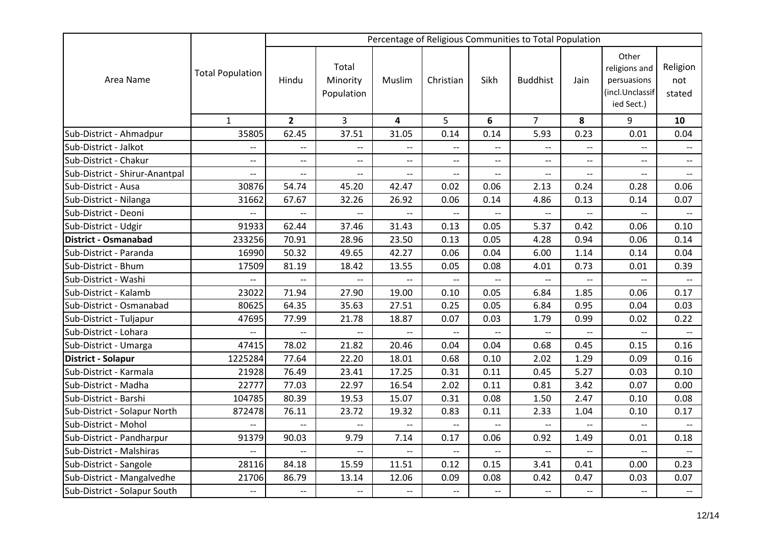| Area Name | Total Population | Percentage of Religious Communities to Total Population | | | | | | | | |
|---|---|---|---|---|---|---|---|---|---|---|
| | | Hindu | Total Minority Population | Muslim | Christian | Sikh | Buddhist | Jain | Other religions and persuasions (incl.Unclassified Sect.) | Religion not stated |
| | 1 | **2** | 3 | **4** | 5 | **6** | 7 | **8** | 9 | **10** |
| Sub-District - Ahmadpur | 35805 | 62.45 | 37.51 | 31.05 | 0.14 | 0.14 | 5.93 | 0.23 | 0.01 | 0.04 |
| Sub-District - Jalkot | -- | -- | -- | -- | -- | -- | -- | -- | -- | -- |
| Sub-District - Chakur | -- | -- | -- | -- | -- | -- | -- | -- | -- | -- |
| Sub-District - Shirur-Anantpal | -- | -- | -- | -- | -- | -- | -- | -- | -- | -- |
| Sub-District - Ausa | 30876 | 54.74 | 45.20 | 42.47 | 0.02 | 0.06 | 2.13 | 0.24 | 0.28 | 0.06 |
| Sub-District - Nilanga | 31662 | 67.67 | 32.26 | 26.92 | 0.06 | 0.14 | 4.86 | 0.13 | 0.14 | 0.07 |
| Sub-District - Deoni | -- | -- | -- | -- | -- | -- | -- | -- | -- | -- |
| Sub-District - Udgir | 91933 | 62.44 | 37.46 | 31.43 | 0.13 | 0.05 | 5.37 | 0.42 | 0.06 | 0.10 |
| **District - Osmanabad** | 233256 | 70.91 | 28.96 | 23.50 | 0.13 | 0.05 | 4.28 | 0.94 | 0.06 | 0.14 |
| Sub-District - Paranda | 16990 | 50.32 | 49.65 | 42.27 | 0.06 | 0.04 | 6.00 | 1.14 | 0.14 | 0.04 |
| Sub-District - Bhum | 17509 | 81.19 | 18.42 | 13.55 | 0.05 | 0.08 | 4.01 | 0.73 | 0.01 | 0.39 |
| Sub-District - Washi | -- | -- | -- | -- | -- | -- | -- | -- | -- | -- |
| Sub-District - Kalamb | 23022 | 71.94 | 27.90 | 19.00 | 0.10 | 0.05 | 6.84 | 1.85 | 0.06 | 0.17 |
| Sub-District - Osmanabad | 80625 | 64.35 | 35.63 | 27.51 | 0.25 | 0.05 | 6.84 | 0.95 | 0.04 | 0.03 |
| Sub-District - Tuljapur | 47695 | 77.99 | 21.78 | 18.87 | 0.07 | 0.03 | 1.79 | 0.99 | 0.02 | 0.22 |
| Sub-District - Lohara | -- | -- | -- | -- | -- | -- | -- | -- | -- | -- |
| Sub-District - Umarga | 47415 | 78.02 | 21.82 | 20.46 | 0.04 | 0.04 | 0.68 | 0.45 | 0.15 | 0.16 |
| **District - Solapur** | 1225284 | 77.64 | 22.20 | 18.01 | 0.68 | 0.10 | 2.02 | 1.29 | 0.09 | 0.16 |
| Sub-District - Karmala | 21928 | 76.49 | 23.41 | 17.25 | 0.31 | 0.11 | 0.45 | 5.27 | 0.03 | 0.10 |
| Sub-District - Madha | 22777 | 77.03 | 22.97 | 16.54 | 2.02 | 0.11 | 0.81 | 3.42 | 0.07 | 0.00 |
| Sub-District - Barshi | 104785 | 80.39 | 19.53 | 15.07 | 0.31 | 0.08 | 1.50 | 2.47 | 0.10 | 0.08 |
| Sub-District - Solapur North | 872478 | 76.11 | 23.72 | 19.32 | 0.83 | 0.11 | 2.33 | 1.04 | 0.10 | 0.17 |
| Sub-District - Mohol | -- | -- | -- | -- | -- | -- | -- | -- | -- | -- |
| Sub-District - Pandharpur | 91379 | 90.03 | 9.79 | 7.14 | 0.17 | 0.06 | 0.92 | 1.49 | 0.01 | 0.18 |
| Sub-District - Malshiras | -- | -- | -- | -- | -- | -- | -- | -- | -- | -- |
| Sub-District - Sangole | 28116 | 84.18 | 15.59 | 11.51 | 0.12 | 0.15 | 3.41 | 0.41 | 0.00 | 0.23 |
| Sub-District - Mangalvedhe | 21706 | 86.79 | 13.14 | 12.06 | 0.09 | 0.08 | 0.42 | 0.47 | 0.03 | 0.07 |
| Sub-District - Solapur South | -- | -- | -- | -- | -- | -- | -- | -- | -- | -- |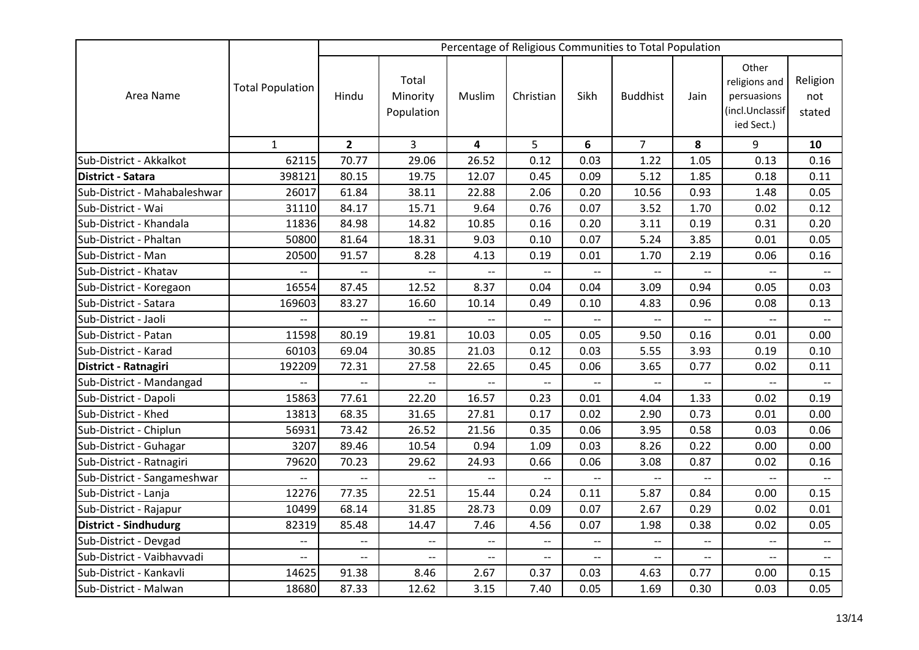| Area Name | Total Population | Percentage of Religious Communities to Total Population | | | | | | | | |
|---|---|---|---|---|---|---|---|---|---|---|
| | | Hindu | Total Minority Population | Muslim | Christian | Sikh | Buddhist | Jain | Other religions and persuasions (incl.Unclassified Sect.) | Religion not stated |
| | 1 | **2** | 3 | **4** | 5 | **6** | 7 | **8** | 9 | **10** |
| Sub-District - Akkalkot | 62115 | 70.77 | 29.06 | 26.52 | 0.12 | 0.03 | 1.22 | 1.05 | 0.13 | 0.16 |
| **District - Satara** | 398121 | 80.15 | 19.75 | 12.07 | 0.45 | 0.09 | 5.12 | 1.85 | 0.18 | 0.11 |
| Sub-District - Mahabaleshwar | 26017 | 61.84 | 38.11 | 22.88 | 2.06 | 0.20 | 10.56 | 0.93 | 1.48 | 0.05 |
| Sub-District - Wai | 31110 | 84.17 | 15.71 | 9.64 | 0.76 | 0.07 | 3.52 | 1.70 | 0.02 | 0.12 |
| Sub-District - Khandala | 11836 | 84.98 | 14.82 | 10.85 | 0.16 | 0.20 | 3.11 | 0.19 | 0.31 | 0.20 |
| Sub-District - Phaltan | 50800 | 81.64 | 18.31 | 9.03 | 0.10 | 0.07 | 5.24 | 3.85 | 0.01 | 0.05 |
| Sub-District - Man | 20500 | 91.57 | 8.28 | 4.13 | 0.19 | 0.01 | 1.70 | 2.19 | 0.06 | 0.16 |
| Sub-District - Khatav | -- | -- | -- | -- | -- | -- | -- | -- | -- | -- |
| Sub-District - Koregaon | 16554 | 87.45 | 12.52 | 8.37 | 0.04 | 0.04 | 3.09 | 0.94 | 0.05 | 0.03 |
| Sub-District - Satara | 169603 | 83.27 | 16.60 | 10.14 | 0.49 | 0.10 | 4.83 | 0.96 | 0.08 | 0.13 |
| Sub-District - Jaoli | -- | -- | -- | -- | -- | -- | -- | -- | -- | -- |
| Sub-District - Patan | 11598 | 80.19 | 19.81 | 10.03 | 0.05 | 0.05 | 9.50 | 0.16 | 0.01 | 0.00 |
| Sub-District - Karad | 60103 | 69.04 | 30.85 | 21.03 | 0.12 | 0.03 | 5.55 | 3.93 | 0.19 | 0.10 |
| **District - Ratnagiri** | 192209 | 72.31 | 27.58 | 22.65 | 0.45 | 0.06 | 3.65 | 0.77 | 0.02 | 0.11 |
| Sub-District - Mandangad | -- | -- | -- | -- | -- | -- | -- | -- | -- | -- |
| Sub-District - Dapoli | 15863 | 77.61 | 22.20 | 16.57 | 0.23 | 0.01 | 4.04 | 1.33 | 0.02 | 0.19 |
| Sub-District - Khed | 13813 | 68.35 | 31.65 | 27.81 | 0.17 | 0.02 | 2.90 | 0.73 | 0.01 | 0.00 |
| Sub-District - Chiplun | 56931 | 73.42 | 26.52 | 21.56 | 0.35 | 0.06 | 3.95 | 0.58 | 0.03 | 0.06 |
| Sub-District - Guhagar | 3207 | 89.46 | 10.54 | 0.94 | 1.09 | 0.03 | 8.26 | 0.22 | 0.00 | 0.00 |
| Sub-District - Ratnagiri | 79620 | 70.23 | 29.62 | 24.93 | 0.66 | 0.06 | 3.08 | 0.87 | 0.02 | 0.16 |
| Sub-District - Sangameshwar | -- | -- | -- | -- | -- | -- | -- | -- | -- | -- |
| Sub-District - Lanja | 12276 | 77.35 | 22.51 | 15.44 | 0.24 | 0.11 | 5.87 | 0.84 | 0.00 | 0.15 |
| Sub-District - Rajapur | 10499 | 68.14 | 31.85 | 28.73 | 0.09 | 0.07 | 2.67 | 0.29 | 0.02 | 0.01 |
| **District - Sindhudurg** | 82319 | 85.48 | 14.47 | 7.46 | 4.56 | 0.07 | 1.98 | 0.38 | 0.02 | 0.05 |
| Sub-District - Devgad | -- | -- | -- | -- | -- | -- | -- | -- | -- | -- |
| Sub-District - Vaibhavvadi | -- | -- | -- | -- | -- | -- | -- | -- | -- | -- |
| Sub-District - Kankavli | 14625 | 91.38 | 8.46 | 2.67 | 0.37 | 0.03 | 4.63 | 0.77 | 0.00 | 0.15 |
| Sub-District - Malwan | 18680 | 87.33 | 12.62 | 3.15 | 7.40 | 0.05 | 1.69 | 0.30 | 0.03 | 0.05 |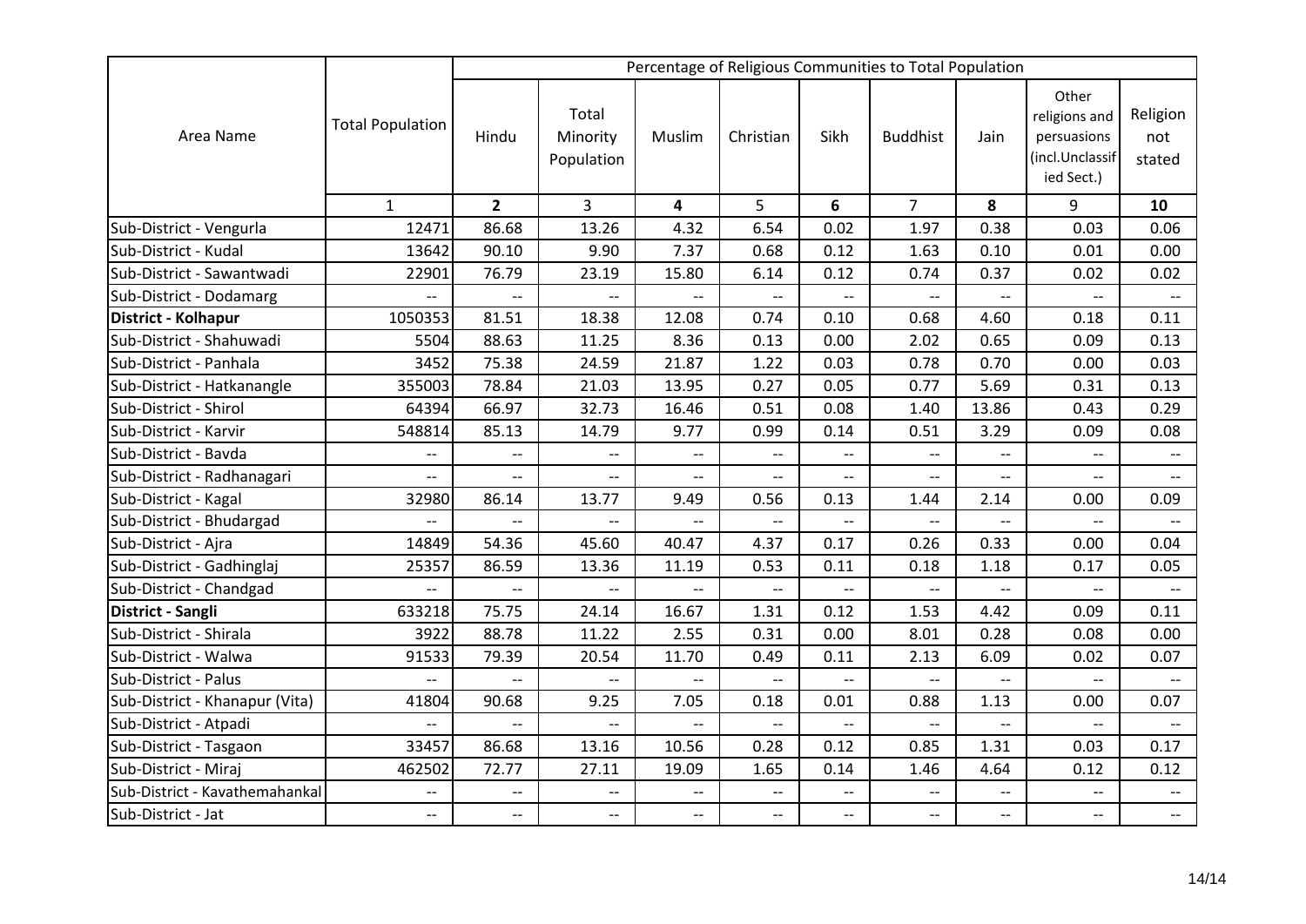| Area Name | Total Population | Percentage of Religious Communities to Total Population | | | | | | | | |
|---|---|---|---|---|---|---|---|---|---|---|
| | | Hindu | Total Minority Population | Muslim | Christian | Sikh | Buddhist | Jain | Other religions and persuasions (incl.Unclassified Sect.) | Religion not stated |
| | 1 | **2** | 3 | **4** | 5 | **6** | 7 | **8** | 9 | **10** |
| Sub-District - Vengurla | 12471 | 86.68 | 13.26 | 4.32 | 6.54 | 0.02 | 1.97 | 0.38 | 0.03 | 0.06 |
| Sub-District - Kudal | 13642 | 90.10 | 9.90 | 7.37 | 0.68 | 0.12 | 1.63 | 0.10 | 0.01 | 0.00 |
| Sub-District - Sawantwadi | 22901 | 76.79 | 23.19 | 15.80 | 6.14 | 0.12 | 0.74 | 0.37 | 0.02 | 0.02 |
| Sub-District - Dodamarg | -- | -- | -- | -- | -- | -- | -- | -- | -- | -- |
| **District - Kolhapur** | 1050353 | 81.51 | 18.38 | 12.08 | 0.74 | 0.10 | 0.68 | 4.60 | 0.18 | 0.11 |
| Sub-District - Shahuwadi | 5504 | 88.63 | 11.25 | 8.36 | 0.13 | 0.00 | 2.02 | 0.65 | 0.09 | 0.13 |
| Sub-District - Panhala | 3452 | 75.38 | 24.59 | 21.87 | 1.22 | 0.03 | 0.78 | 0.70 | 0.00 | 0.03 |
| Sub-District - Hatkanangle | 355003 | 78.84 | 21.03 | 13.95 | 0.27 | 0.05 | 0.77 | 5.69 | 0.31 | 0.13 |
| Sub-District - Shirol | 64394 | 66.97 | 32.73 | 16.46 | 0.51 | 0.08 | 1.40 | 13.86 | 0.43 | 0.29 |
| Sub-District - Karvir | 548814 | 85.13 | 14.79 | 9.77 | 0.99 | 0.14 | 0.51 | 3.29 | 0.09 | 0.08 |
| Sub-District - Bavda | -- | -- | -- | -- | -- | -- | -- | -- | -- | -- |
| Sub-District - Radhanagari | -- | -- | -- | -- | -- | -- | -- | -- | -- | -- |
| Sub-District - Kagal | 32980 | 86.14 | 13.77 | 9.49 | 0.56 | 0.13 | 1.44 | 2.14 | 0.00 | 0.09 |
| Sub-District - Bhudargad | -- | -- | -- | -- | -- | -- | -- | -- | -- | -- |
| Sub-District - Ajra | 14849 | 54.36 | 45.60 | 40.47 | 4.37 | 0.17 | 0.26 | 0.33 | 0.00 | 0.04 |
| Sub-District - Gadhinglaj | 25357 | 86.59 | 13.36 | 11.19 | 0.53 | 0.11 | 0.18 | 1.18 | 0.17 | 0.05 |
| Sub-District - Chandgad | -- | -- | -- | -- | -- | -- | -- | -- | -- | -- |
| **District - Sangli** | 633218 | 75.75 | 24.14 | 16.67 | 1.31 | 0.12 | 1.53 | 4.42 | 0.09 | 0.11 |
| Sub-District - Shirala | 3922 | 88.78 | 11.22 | 2.55 | 0.31 | 0.00 | 8.01 | 0.28 | 0.08 | 0.00 |
| Sub-District - Walwa | 91533 | 79.39 | 20.54 | 11.70 | 0.49 | 0.11 | 2.13 | 6.09 | 0.02 | 0.07 |
| Sub-District - Palus | -- | -- | -- | -- | -- | -- | -- | -- | -- | -- |
| Sub-District - Khanapur (Vita) | 41804 | 90.68 | 9.25 | 7.05 | 0.18 | 0.01 | 0.88 | 1.13 | 0.00 | 0.07 |
| Sub-District - Atpadi | -- | -- | -- | -- | -- | -- | -- | -- | -- | -- |
| Sub-District - Tasgaon | 33457 | 86.68 | 13.16 | 10.56 | 0.28 | 0.12 | 0.85 | 1.31 | 0.03 | 0.17 |
| Sub-District - Miraj | 462502 | 72.77 | 27.11 | 19.09 | 1.65 | 0.14 | 1.46 | 4.64 | 0.12 | 0.12 |
| Sub-District - Kavathemahankal | -- | -- | -- | -- | -- | -- | -- | -- | -- | -- |
| Sub-District - Jat | -- | -- | -- | -- | -- | -- | -- | -- | -- | -- |